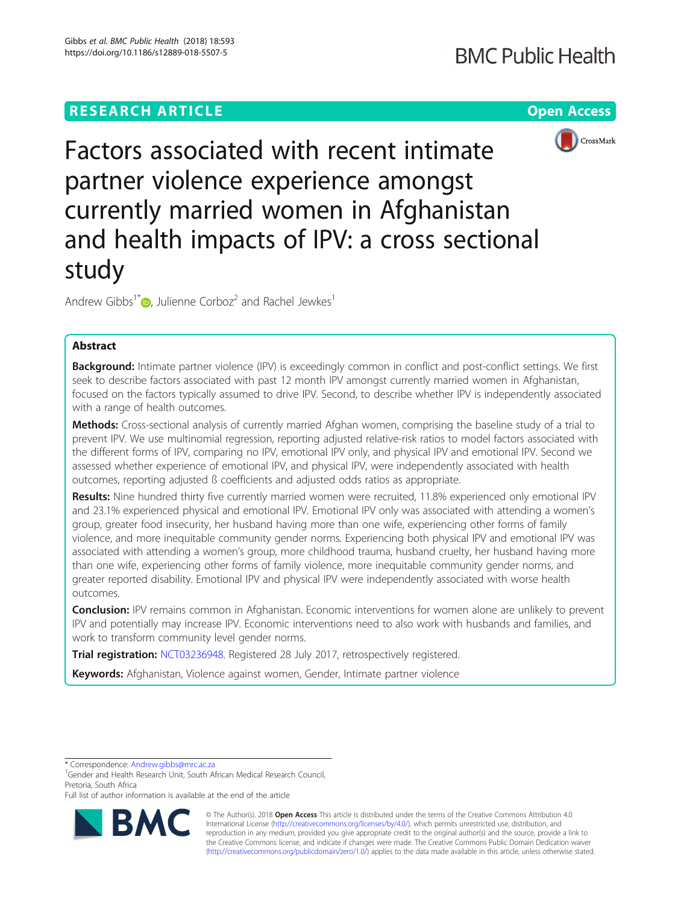**RESEARCH ARTICLE** **Open Access**

# Factors associated with recent intimate partner violence experience amongst currently married women in Afghanistan and health impacts of IPV: a cross sectional study

Andrew Gibbs[1]*, Julienne Corboz[2] and Rachel Jewkes[1]

## Abstract

**Background:** Intimate partner violence (IPV) is exceedingly common in conflict and post-conflict settings. We first seek to describe factors associated with past 12 month IPV amongst currently married women in Afghanistan, focused on the factors typically assumed to drive IPV. Second, to describe whether IPV is independently associated with a range of health outcomes.

**Methods:** Cross-sectional analysis of currently married Afghan women, comprising the baseline study of a trial to prevent IPV. We use multinomial regression, reporting adjusted relative-risk ratios to model factors associated with the different forms of IPV, comparing no IPV, emotional IPV only, and physical IPV and emotional IPV. Second we assessed whether experience of emotional IPV, and physical IPV, were independently associated with health outcomes, reporting adjusted ß coefficients and adjusted odds ratios as appropriate.

**Results:** Nine hundred thirty five currently married women were recruited, 11.8% experienced only emotional IPV and 23.1% experienced physical and emotional IPV. Emotional IPV only was associated with attending a women's group, greater food insecurity, her husband having more than one wife, experiencing other forms of family violence, and more inequitable community gender norms. Experiencing both physical IPV and emotional IPV was associated with attending a women's group, more childhood trauma, husband cruelty, her husband having more than one wife, experiencing other forms of family violence, more inequitable community gender norms, and greater reported disability. Emotional IPV and physical IPV were independently associated with worse health outcomes.

**Conclusion:** IPV remains common in Afghanistan. Economic interventions for women alone are unlikely to prevent IPV and potentially may increase IPV. Economic interventions need to also work with husbands and families, and work to transform community level gender norms.

**Trial registration:** NCT03236948. Registered 28 July 2017, retrospectively registered.

**Keywords:** Afghanistan, Violence against women, Gender, Intimate partner violence

---

* Correspondence: Andrew.gibbs@mrc.ac.za
[1]Gender and Health Research Unit, South African Medical Research Council, Pretoria, South Africa
Full list of author information is available at the end of the article

© The Author(s). 2018 **Open Access** This article is distributed under the terms of the Creative Commons Attribution 4.0 International License (http://creativecommons.org/licenses/by/4.0/), which permits unrestricted use, distribution, and reproduction in any medium, provided you give appropriate credit to the original author(s) and the source, provide a link to the Creative Commons license, and indicate if changes were made. The Creative Commons Public Domain Dedication waiver (http://creativecommons.org/publicdomain/zero/1.0/) applies to the data made available in this article, unless otherwise stated.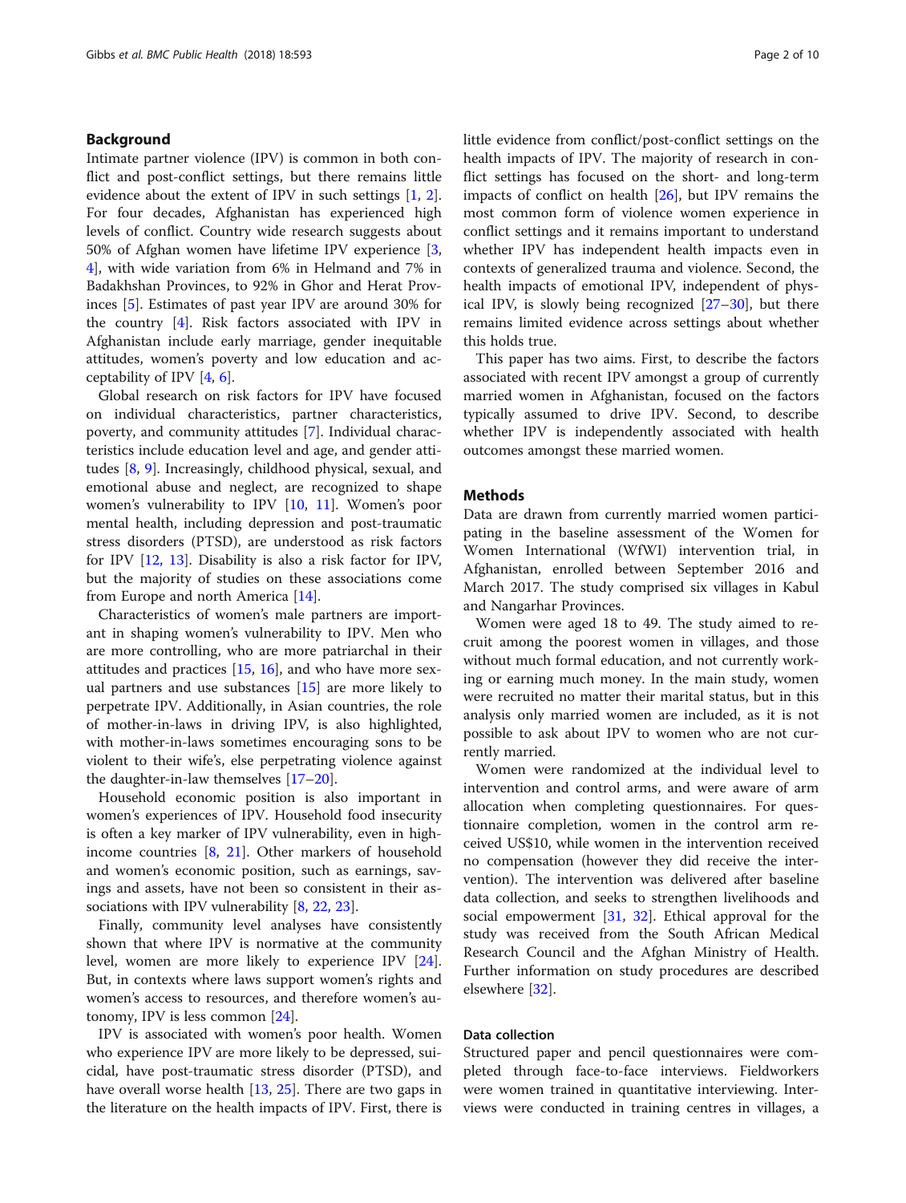## Background

Intimate partner violence (IPV) is common in both conflict and post-conflict settings, but there remains little evidence about the extent of IPV in such settings [1, 2]. For four decades, Afghanistan has experienced high levels of conflict. Country wide research suggests about 50% of Afghan women have lifetime IPV experience [3, 4], with wide variation from 6% in Helmand and 7% in Badakhshan Provinces, to 92% in Ghor and Herat Provinces [5]. Estimates of past year IPV are around 30% for the country [4]. Risk factors associated with IPV in Afghanistan include early marriage, gender inequitable attitudes, women's poverty and low education and acceptability of IPV [4, 6].

Global research on risk factors for IPV have focused on individual characteristics, partner characteristics, poverty, and community attitudes [7]. Individual characteristics include education level and age, and gender attitudes [8, 9]. Increasingly, childhood physical, sexual, and emotional abuse and neglect, are recognized to shape women's vulnerability to IPV [10, 11]. Women's poor mental health, including depression and post-traumatic stress disorders (PTSD), are understood as risk factors for IPV [12, 13]. Disability is also a risk factor for IPV, but the majority of studies on these associations come from Europe and north America [14].

Characteristics of women's male partners are important in shaping women's vulnerability to IPV. Men who are more controlling, who are more patriarchal in their attitudes and practices [15, 16], and who have more sexual partners and use substances [15] are more likely to perpetrate IPV. Additionally, in Asian countries, the role of mother-in-laws in driving IPV, is also highlighted, with mother-in-laws sometimes encouraging sons to be violent to their wife's, else perpetrating violence against the daughter-in-law themselves [17–20].

Household economic position is also important in women's experiences of IPV. Household food insecurity is often a key marker of IPV vulnerability, even in high-income countries [8, 21]. Other markers of household and women's economic position, such as earnings, savings and assets, have not been so consistent in their associations with IPV vulnerability [8, 22, 23].

Finally, community level analyses have consistently shown that where IPV is normative at the community level, women are more likely to experience IPV [24]. But, in contexts where laws support women's rights and women's access to resources, and therefore women's autonomy, IPV is less common [24].

IPV is associated with women's poor health. Women who experience IPV are more likely to be depressed, suicidal, have post-traumatic stress disorder (PTSD), and have overall worse health [13, 25]. There are two gaps in the literature on the health impacts of IPV. First, there is little evidence from conflict/post-conflict settings on the health impacts of IPV. The majority of research in conflict settings has focused on the short- and long-term impacts of conflict on health [26], but IPV remains the most common form of violence women experience in conflict settings and it remains important to understand whether IPV has independent health impacts even in contexts of generalized trauma and violence. Second, the health impacts of emotional IPV, independent of physical IPV, is slowly being recognized [27–30], but there remains limited evidence across settings about whether this holds true.

This paper has two aims. First, to describe the factors associated with recent IPV amongst a group of currently married women in Afghanistan, focused on the factors typically assumed to drive IPV. Second, to describe whether IPV is independently associated with health outcomes amongst these married women.

## Methods

Data are drawn from currently married women participating in the baseline assessment of the Women for Women International (WfWI) intervention trial, in Afghanistan, enrolled between September 2016 and March 2017. The study comprised six villages in Kabul and Nangarhar Provinces.

Women were aged 18 to 49. The study aimed to recruit among the poorest women in villages, and those without much formal education, and not currently working or earning much money. In the main study, women were recruited no matter their marital status, but in this analysis only married women are included, as it is not possible to ask about IPV to women who are not currently married.

Women were randomized at the individual level to intervention and control arms, and were aware of arm allocation when completing questionnaires. For questionnaire completion, women in the control arm received US$10, while women in the intervention received no compensation (however they did receive the intervention). The intervention was delivered after baseline data collection, and seeks to strengthen livelihoods and social empowerment [31, 32]. Ethical approval for the study was received from the South African Medical Research Council and the Afghan Ministry of Health. Further information on study procedures are described elsewhere [32].

### Data collection

Structured paper and pencil questionnaires were completed through face-to-face interviews. Fieldworkers were women trained in quantitative interviewing. Interviews were conducted in training centres in villages, a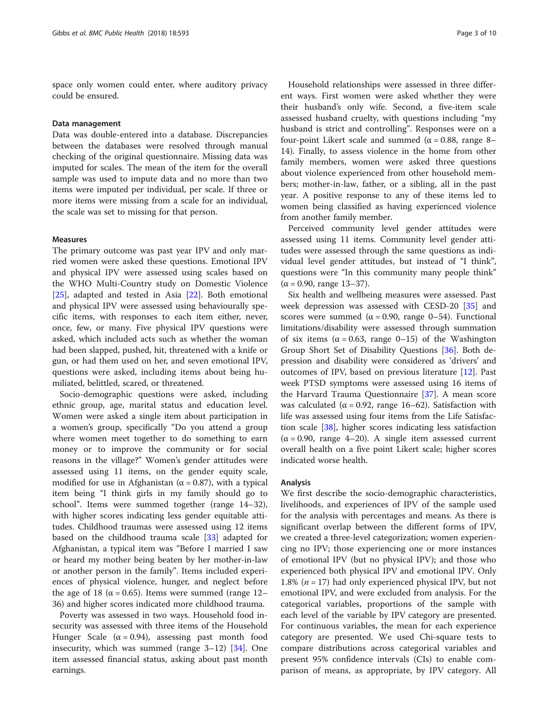space only women could enter, where auditory privacy could be ensured.

### Data management

Data was double-entered into a database. Discrepancies between the databases were resolved through manual checking of the original questionnaire. Missing data was imputed for scales. The mean of the item for the overall sample was used to impute data and no more than two items were imputed per individual, per scale. If three or more items were missing from a scale for an individual, the scale was set to missing for that person.

### Measures

The primary outcome was past year IPV and only married women were asked these questions. Emotional IPV and physical IPV were assessed using scales based on the WHO Multi-Country study on Domestic Violence [25], adapted and tested in Asia [22]. Both emotional and physical IPV were assessed using behaviourally specific items, with responses to each item either, never, once, few, or many. Five physical IPV questions were asked, which included acts such as whether the woman had been slapped, pushed, hit, threatened with a knife or gun, or had them used on her, and seven emotional IPV, questions were asked, including items about being humiliated, belittled, scared, or threatened.

Socio-demographic questions were asked, including ethnic group, age, marital status and education level. Women were asked a single item about participation in a women's group, specifically "Do you attend a group where women meet together to do something to earn money or to improve the community or for social reasons in the village?" Women's gender attitudes were assessed using 11 items, on the gender equity scale, modified for use in Afghanistan ($\alpha = 0.87$), with a typical item being "I think girls in my family should go to school". Items were summed together (range 14–32), with higher scores indicating less gender equitable attitudes. Childhood traumas were assessed using 12 items based on the childhood trauma scale [33] adapted for Afghanistan, a typical item was "Before I married I saw or heard my mother being beaten by her mother-in-law or another person in the family". Items included experiences of physical violence, hunger, and neglect before the age of 18 ($\alpha = 0.65$). Items were summed (range 12–36) and higher scores indicated more childhood trauma.

Poverty was assessed in two ways. Household food insecurity was assessed with three items of the Household Hunger Scale ($\alpha = 0.94$), assessing past month food insecurity, which was summed (range 3–12) [34]. One item assessed financial status, asking about past month earnings.

Household relationships were assessed in three different ways. First women were asked whether they were their husband's only wife. Second, a five-item scale assessed husband cruelty, with questions including "my husband is strict and controlling". Responses were on a four-point Likert scale and summed ($\alpha = 0.88$, range 8–14). Finally, to assess violence in the home from other family members, women were asked three questions about violence experienced from other household members; mother-in-law, father, or a sibling, all in the past year. A positive response to any of these items led to women being classified as having experienced violence from another family member.

Perceived community level gender attitudes were assessed using 11 items. Community level gender attitudes were assessed through the same questions as individual level gender attitudes, but instead of "I think", questions were "In this community many people think" ($\alpha = 0.90$, range 13–37).

Six health and wellbeing measures were assessed. Past week depression was assessed with CESD-20 [35] and scores were summed ($\alpha = 0.90$, range 0–54). Functional limitations/disability were assessed through summation of six items ($\alpha = 0.63$, range 0–15) of the Washington Group Short Set of Disability Questions [36]. Both depression and disability were considered as 'drivers' and outcomes of IPV, based on previous literature [12]. Past week PTSD symptoms were assessed using 16 items of the Harvard Trauma Questionnaire [37]. A mean score was calculated ($\alpha = 0.92$, range 16–62). Satisfaction with life was assessed using four items from the Life Satisfaction scale [38], higher scores indicating less satisfaction ($\alpha = 0.90$, range 4–20). A single item assessed current overall health on a five point Likert scale; higher scores indicated worse health.

### Analysis

We first describe the socio-demographic characteristics, livelihoods, and experiences of IPV of the sample used for the analysis with percentages and means. As there is significant overlap between the different forms of IPV, we created a three-level categorization; women experiencing no IPV; those experiencing one or more instances of emotional IPV (but no physical IPV); and those who experienced both physical IPV and emotional IPV. Only 1.8% ($n = 17$) had only experienced physical IPV, but not emotional IPV, and were excluded from analysis. For the categorical variables, proportions of the sample with each level of the variable by IPV category are presented. For continuous variables, the mean for each experience category are presented. We used Chi-square tests to compare distributions across categorical variables and present 95% confidence intervals (CIs) to enable comparison of means, as appropriate, by IPV category. All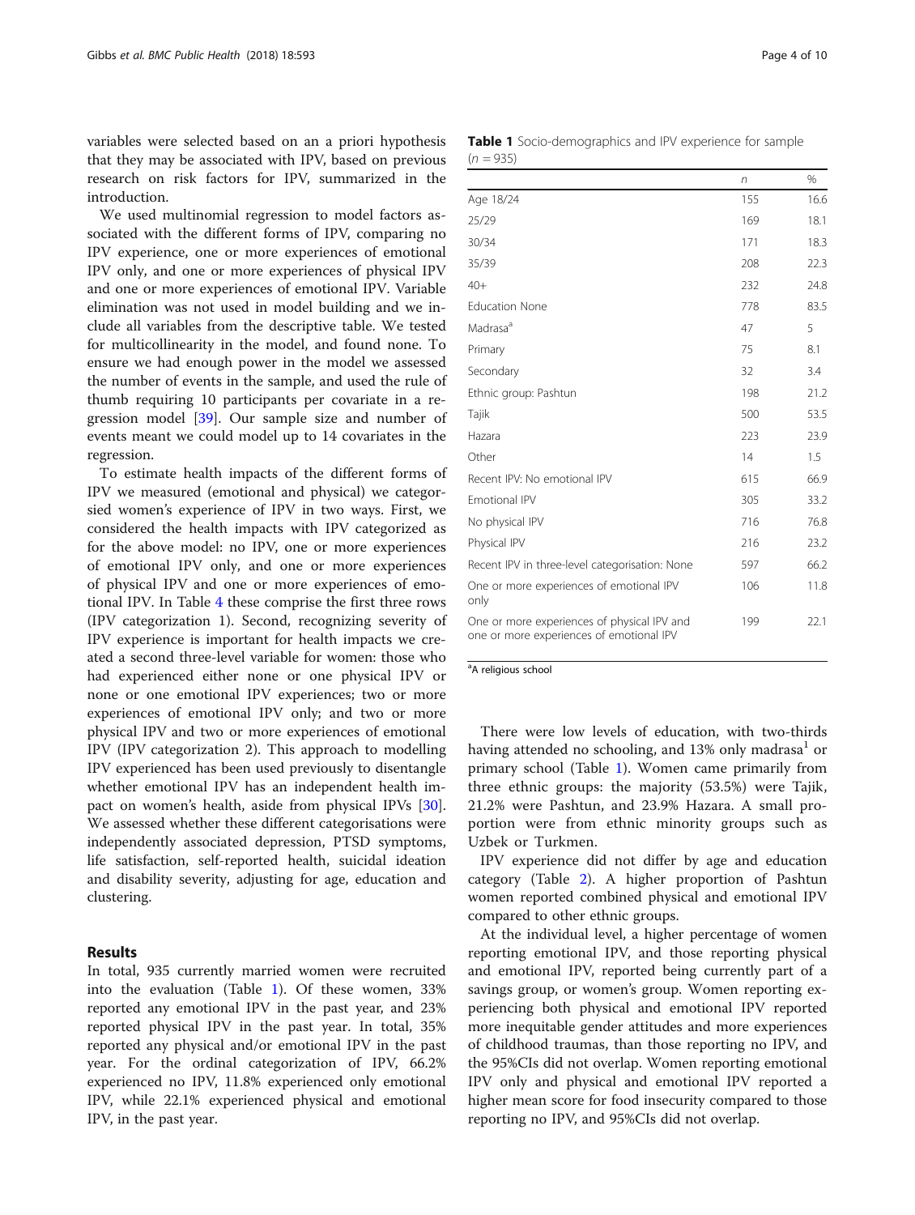variables were selected based on an a priori hypothesis that they may be associated with IPV, based on previous research on risk factors for IPV, summarized in the introduction.

We used multinomial regression to model factors associated with the different forms of IPV, comparing no IPV experience, one or more experiences of emotional IPV only, and one or more experiences of physical IPV and one or more experiences of emotional IPV. Variable elimination was not used in model building and we include all variables from the descriptive table. We tested for multicollinearity in the model, and found none. To ensure we had enough power in the model we assessed the number of events in the sample, and used the rule of thumb requiring 10 participants per covariate in a regression model [39]. Our sample size and number of events meant we could model up to 14 covariates in the regression.

To estimate health impacts of the different forms of IPV we measured (emotional and physical) we categorsied women's experience of IPV in two ways. First, we considered the health impacts with IPV categorized as for the above model: no IPV, one or more experiences of emotional IPV only, and one or more experiences of physical IPV and one or more experiences of emotional IPV. In Table 4 these comprise the first three rows (IPV categorization 1). Second, recognizing severity of IPV experience is important for health impacts we created a second three-level variable for women: those who had experienced either none or one physical IPV or none or one emotional IPV experiences; two or more experiences of emotional IPV only; and two or more physical IPV and two or more experiences of emotional IPV (IPV categorization 2). This approach to modelling IPV experienced has been used previously to disentangle whether emotional IPV has an independent health impact on women's health, aside from physical IPVs [30]. We assessed whether these different categorisations were independently associated depression, PTSD symptoms, life satisfaction, self-reported health, suicidal ideation and disability severity, adjusting for age, education and clustering.

## Results

In total, 935 currently married women were recruited into the evaluation (Table 1). Of these women, 33% reported any emotional IPV in the past year, and 23% reported physical IPV in the past year. In total, 35% reported any physical and/or emotional IPV in the past year. For the ordinal categorization of IPV, 66.2% experienced no IPV, 11.8% experienced only emotional IPV, while 22.1% experienced physical and emotional IPV, in the past year.

**Table 1** Socio-demographics and IPV experience for sample ($n = 935$)

| | *n* | % |
|---|---|---|
| Age 18/24 | 155 | 16.6 |
| 25/29 | 169 | 18.1 |
| 30/34 | 171 | 18.3 |
| 35/39 | 208 | 22.3 |
| 40+ | 232 | 24.8 |
| Education None | 778 | 83.5 |
| Madrasa[a] | 47 | 5 |
| Primary | 75 | 8.1 |
| Secondary | 32 | 3.4 |
| Ethnic group: Pashtun | 198 | 21.2 |
| Tajik | 500 | 53.5 |
| Hazara | 223 | 23.9 |
| Other | 14 | 1.5 |
| Recent IPV: No emotional IPV | 615 | 66.9 |
| Emotional IPV | 305 | 33.2 |
| No physical IPV | 716 | 76.8 |
| Physical IPV | 216 | 23.2 |
| Recent IPV in three-level categorisation: None | 597 | 66.2 |
| One or more experiences of emotional IPV only | 106 | 11.8 |
| One or more experiences of physical IPV and one or more experiences of emotional IPV | 199 | 22.1 |

[a]A religious school

There were low levels of education, with two-thirds having attended no schooling, and 13% only madrasa[1] or primary school (Table 1). Women came primarily from three ethnic groups: the majority (53.5%) were Tajik, 21.2% were Pashtun, and 23.9% Hazara. A small proportion were from ethnic minority groups such as Uzbek or Turkmen.

IPV experience did not differ by age and education category (Table 2). A higher proportion of Pashtun women reported combined physical and emotional IPV compared to other ethnic groups.

At the individual level, a higher percentage of women reporting emotional IPV, and those reporting physical and emotional IPV, reported being currently part of a savings group, or women's group. Women reporting experiencing both physical and emotional IPV reported more inequitable gender attitudes and more experiences of childhood traumas, than those reporting no IPV, and the 95%CIs did not overlap. Women reporting emotional IPV only and physical and emotional IPV reported a higher mean score for food insecurity compared to those reporting no IPV, and 95%CIs did not overlap.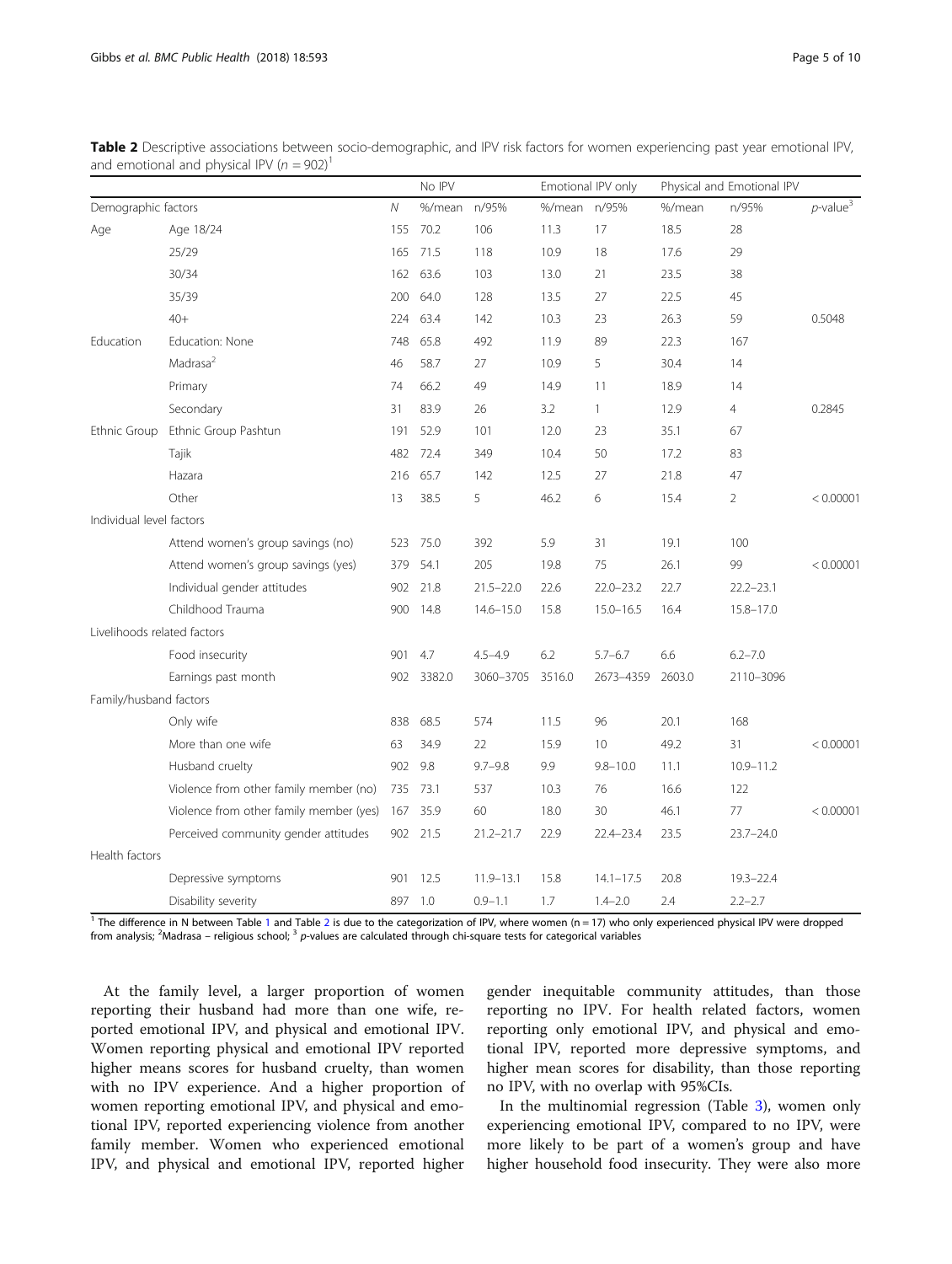**Table 2** Descriptive associations between socio-demographic, and IPV risk factors for women experiencing past year emotional IPV, and emotional and physical IPV ($n = 902$)[1]

| | | | No IPV | | Emotional IPV only | | Physical and Emotional IPV | | |
|---|---|---|---|---|---|---|---|---|---|
| Demographic factors | | *N* | %/mean | n/95% | %/mean | n/95% | %/mean | n/95% | *p*-value[3] |
| Age | Age 18/24 | 155 | 70.2 | 106 | 11.3 | 17 | 18.5 | 28 | |
| | 25/29 | 165 | 71.5 | 118 | 10.9 | 18 | 17.6 | 29 | |
| | 30/34 | 162 | 63.6 | 103 | 13.0 | 21 | 23.5 | 38 | |
| | 35/39 | 200 | 64.0 | 128 | 13.5 | 27 | 22.5 | 45 | |
| | 40+ | 224 | 63.4 | 142 | 10.3 | 23 | 26.3 | 59 | 0.5048 |
| Education | Education: None | 748 | 65.8 | 492 | 11.9 | 89 | 22.3 | 167 | |
| | Madrasa[2] | 46 | 58.7 | 27 | 10.9 | 5 | 30.4 | 14 | |
| | Primary | 74 | 66.2 | 49 | 14.9 | 11 | 18.9 | 14 | |
| | Secondary | 31 | 83.9 | 26 | 3.2 | 1 | 12.9 | 4 | 0.2845 |
| Ethnic Group | Ethnic Group Pashtun | 191 | 52.9 | 101 | 12.0 | 23 | 35.1 | 67 | |
| | Tajik | 482 | 72.4 | 349 | 10.4 | 50 | 17.2 | 83 | |
| | Hazara | 216 | 65.7 | 142 | 12.5 | 27 | 21.8 | 47 | |
| | Other | 13 | 38.5 | 5 | 46.2 | 6 | 15.4 | 2 | < 0.00001 |
| Individual level factors | | | | | | | | | |
| | Attend women's group savings (no) | 523 | 75.0 | 392 | 5.9 | 31 | 19.1 | 100 | |
| | Attend women's group savings (yes) | 379 | 54.1 | 205 | 19.8 | 75 | 26.1 | 99 | < 0.00001 |
| | Individual gender attitudes | 902 | 21.8 | 21.5–22.0 | 22.6 | 22.0–23.2 | 22.7 | 22.2–23.1 | |
| | Childhood Trauma | 900 | 14.8 | 14.6–15.0 | 15.8 | 15.0–16.5 | 16.4 | 15.8–17.0 | |
| Livelihoods related factors | | | | | | | | | |
| | Food insecurity | 901 | 4.7 | 4.5–4.9 | 6.2 | 5.7–6.7 | 6.6 | 6.2–7.0 | |
| | Earnings past month | 902 | 3382.0 | 3060–3705 | 3516.0 | 2673–4359 | 2603.0 | 2110–3096 | |
| Family/husband factors | | | | | | | | | |
| | Only wife | 838 | 68.5 | 574 | 11.5 | 96 | 20.1 | 168 | |
| | More than one wife | 63 | 34.9 | 22 | 15.9 | 10 | 49.2 | 31 | < 0.00001 |
| | Husband cruelty | 902 | 9.8 | 9.7–9.8 | 9.9 | 9.8–10.0 | 11.1 | 10.9–11.2 | |
| | Violence from other family member (no) | 735 | 73.1 | 537 | 10.3 | 76 | 16.6 | 122 | |
| | Violence from other family member (yes) | 167 | 35.9 | 60 | 18.0 | 30 | 46.1 | 77 | < 0.00001 |
| | Perceived community gender attitudes | 902 | 21.5 | 21.2–21.7 | 22.9 | 22.4–23.4 | 23.5 | 23.7–24.0 | |
| Health factors | | | | | | | | | |
| | Depressive symptoms | 901 | 12.5 | 11.9–13.1 | 15.8 | 14.1–17.5 | 20.8 | 19.3–22.4 | |
| | Disability severity | 897 | 1.0 | 0.9–1.1 | 1.7 | 1.4–2.0 | 2.4 | 2.2–2.7 | |

[1] The difference in N between Table 1 and Table 2 is due to the categorization of IPV, where women (n = 17) who only experienced physical IPV were dropped from analysis; [2]Madrasa – religious school; [3] *p*-values are calculated through chi-square tests for categorical variables

At the family level, a larger proportion of women reporting their husband had more than one wife, reported emotional IPV, and physical and emotional IPV. Women reporting physical and emotional IPV reported higher means scores for husband cruelty, than women with no IPV experience. And a higher proportion of women reporting emotional IPV, and physical and emotional IPV, reported experiencing violence from another family member. Women who experienced emotional IPV, and physical and emotional IPV, reported higher gender inequitable community attitudes, than those reporting no IPV. For health related factors, women reporting only emotional IPV, and physical and emotional IPV, reported more depressive symptoms, and higher mean scores for disability, than those reporting no IPV, with no overlap with 95%CIs.

In the multinomial regression (Table 3), women only experiencing emotional IPV, compared to no IPV, were more likely to be part of a women's group and have higher household food insecurity. They were also more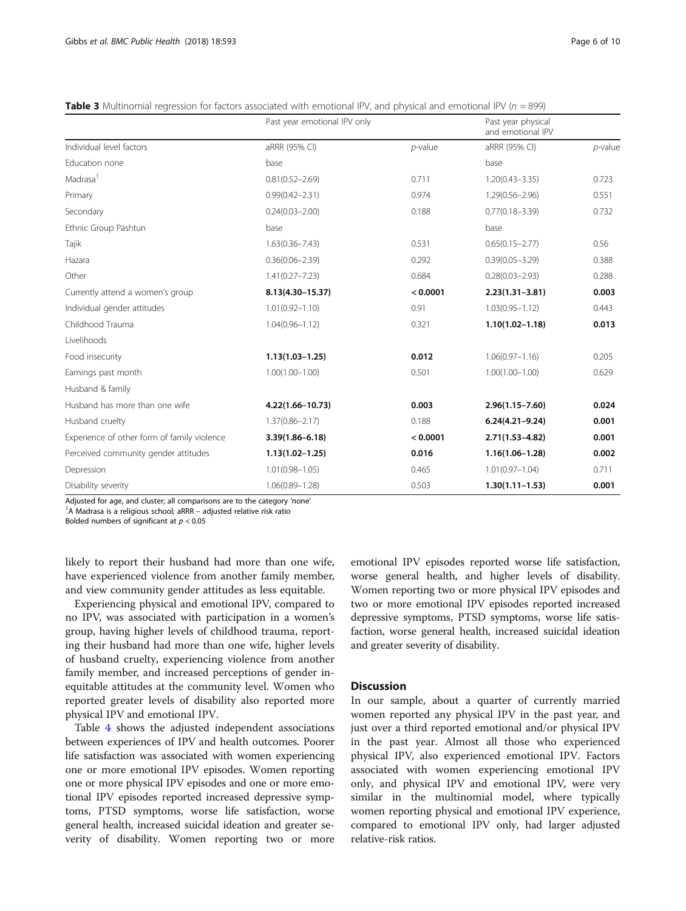**Table 3** Multinomial regression for factors associated with emotional IPV, and physical and emotional IPV ($n = 899$)

| | Past year emotional IPV only | | Past year physical and emotional IPV | |
|---|---|---|---|---|
| Individual level factors | aRRR (95% CI) | *p*-value | aRRR (95% CI) | *p*-value |
| Education none | base | | base | |
| Madrasa[1] | 0.81(0.52–2.69) | 0.711 | 1.20(0.43–3.35) | 0.723 |
| Primary | 0.99(0.42–2.31) | 0.974 | 1.29(0.56–2.96) | 0.551 |
| Secondary | 0.24(0.03–2.00) | 0.188 | 0.77(0.18–3.39) | 0.732 |
| Ethnic Group Pashtun | base | | base | |
| Tajik | 1.63(0.36–7.43) | 0.531 | 0.65(0.15–2.77) | 0.56 |
| Hazara | 0.36(0.06–2.39) | 0.292 | 0.39(0.05–3.29) | 0.388 |
| Other | 1.41(0.27–7.23) | 0.684 | 0.28(0.03–2.93) | 0.288 |
| Currently attend a women's group | **8.13(4.30–15.37)** | **< 0.0001** | **2.23(1.31–3.81)** | **0.003** |
| Individual gender attitudes | 1.01(0.92–1.10) | 0.91 | 1.03(0.95–1.12) | 0.443 |
| Childhood Trauma | 1.04(0.96–1.12) | 0.321 | **1.10(1.02–1.18)** | **0.013** |
| Livelihoods | | | | |
| Food insecurity | **1.13(1.03–1.25)** | **0.012** | 1.06(0.97–1.16) | 0.205 |
| Earnings past month | 1.00(1.00–1.00) | 0.501 | 1.00(1.00–1.00) | 0.629 |
| Husband & family | | | | |
| Husband has more than one wife | **4.22(1.66–10.73)** | **0.003** | **2.96(1.15–7.60)** | **0.024** |
| Husband cruelty | 1.37(0.86–2.17) | 0.188 | **6.24(4.21–9.24)** | **0.001** |
| Experience of other form of family violence | **3.39(1.86–6.18)** | **< 0.0001** | **2.71(1.53–4.82)** | **0.001** |
| Perceived community gender attitudes | **1.13(1.02–1.25)** | **0.016** | **1.16(1.06–1.28)** | **0.002** |
| Depression | 1.01(0.98–1.05) | 0.465 | 1.01(0.97–1.04) | 0.711 |
| Disability severity | 1.06(0.89–1.28) | 0.503 | **1.30(1.11–1.53)** | **0.001** |

Adjusted for age, and cluster; all comparisons are to the category 'none'

[1]A Madrasa is a religious school; aRRR – adjusted relative risk ratio

Bolded numbers of significant at $p < 0.05$

likely to report their husband had more than one wife, have experienced violence from another family member, and view community gender attitudes as less equitable.

Experiencing physical and emotional IPV, compared to no IPV, was associated with participation in a women's group, having higher levels of childhood trauma, reporting their husband had more than one wife, higher levels of husband cruelty, experiencing violence from another family member, and increased perceptions of gender inequitable attitudes at the community level. Women who reported greater levels of disability also reported more physical IPV and emotional IPV.

Table 4 shows the adjusted independent associations between experiences of IPV and health outcomes. Poorer life satisfaction was associated with women experiencing one or more emotional IPV episodes. Women reporting one or more physical IPV episodes and one or more emotional IPV episodes reported increased depressive symptoms, PTSD symptoms, worse life satisfaction, worse general health, increased suicidal ideation and greater severity of disability. Women reporting two or more emotional IPV episodes reported worse life satisfaction, worse general health, and higher levels of disability. Women reporting two or more physical IPV episodes and two or more emotional IPV episodes reported increased depressive symptoms, PTSD symptoms, worse life satisfaction, worse general health, increased suicidal ideation and greater severity of disability.

## Discussion

In our sample, about a quarter of currently married women reported any physical IPV in the past year, and just over a third reported emotional and/or physical IPV in the past year. Almost all those who experienced physical IPV, also experienced emotional IPV. Factors associated with women experiencing emotional IPV only, and physical IPV and emotional IPV, were very similar in the multinomial model, where typically women reporting physical and emotional IPV experience, compared to emotional IPV only, had larger adjusted relative-risk ratios.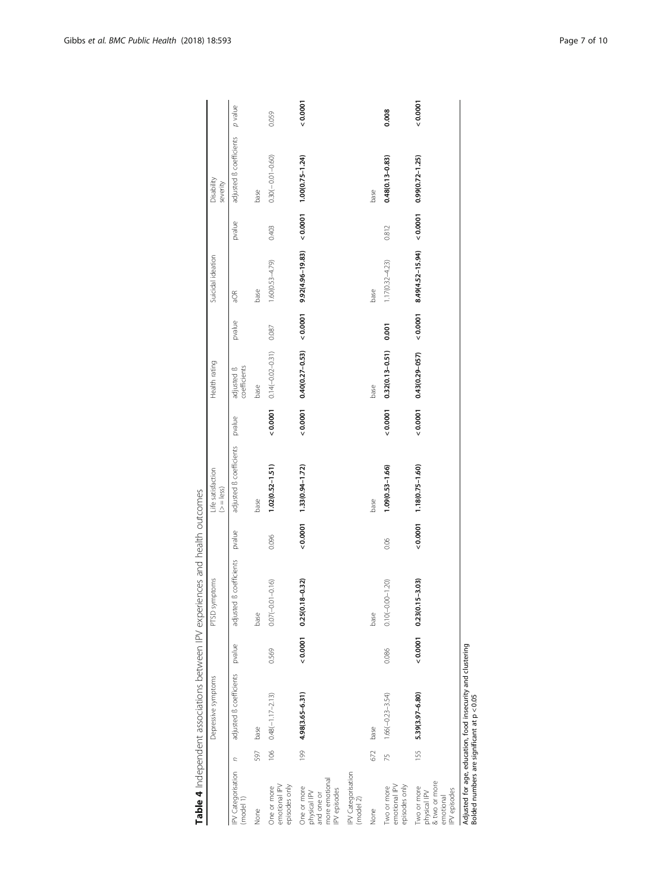**Table 4** Independent associations between IPV experiences and health outcomes

| | | Depressive symptoms | | PTSD symptoms | | Life satisfaction (> = less) | | Health rating | | Suicidal ideation | | Disability severity | |
|---|---|---|---|---|---|---|---|---|---|---|---|---|---|
| IPV Categorisation (model 1) | *n* | adjusted ß coefficients | pvalue | adjusted ß coefficients | pvalue | adjusted ß coefficients | pvalue | adjusted ß coefficients | pvalue | aOR | pvalue | adjusted ß coefficients | *p* value |
| None | 597 | base | | base | | base | | base | | base | | base | |
| One or more emotional IPV episodes only | 106 | 0.48(−1.17–2.13) | 0.569 | 0.07(−0.01–0.16) | 0.096 | **1.02(0.52–1.51)** | **< 0.0001** | 0.14(−0.02–0.31) | 0.087 | 1.60(0.53–4.79) | 0.403 | 0.30(−0.01–0.60) | 0.059 |
| One or more physical IPV and one or more emotional IPV episodes | 199 | **4.98(3.65–6.31)** | **< 0.0001** | **0.25(0.18–0.32)** | **< 0.0001** | **1.33(0.94–1.72)** | **< 0.0001** | **0.40(0.27–0.53)** | **< 0.0001** | **9.92(4.96–19.83)** | **< 0.0001** | **1.00(0.75–1.24)** | **< 0.0001** |
| IPV Categorisation (model 2) | | | | | | | | | | | | | |
| None | 672 | base | | base | | base | | base | | base | | base | |
| Two or more emotional IPV episodes only | 75 | 1.66(−0.23–3.54) | 0.086 | 0.10(−0.00–1.20) | 0.06 | **1.09(0.53–1.66)** | **< 0.0001** | **0.32(0.13–0.51)** | **0.001** | 1.17(0.32–4.23) | 0.812 | **0.48(0.13–0.83)** | **0.008** |
| Two or more physical IPV & two or more emotional IPV episodes | 155 | **5.39(3.97–6.80)** | **< 0.0001** | **0.23(0.15–3.03)** | **< 0.0001** | **1.18(0.75–1.60)** | **< 0.0001** | **0.43(0.29–057)** | **< 0.0001** | **8.49(4.52–15.94)** | **< 0.0001** | **0.99(0.72–1.25)** | **< 0.0001** |

Adjusted for age, education, food insecurity and clustering
Bolded numbers are significant at $p < 0.05$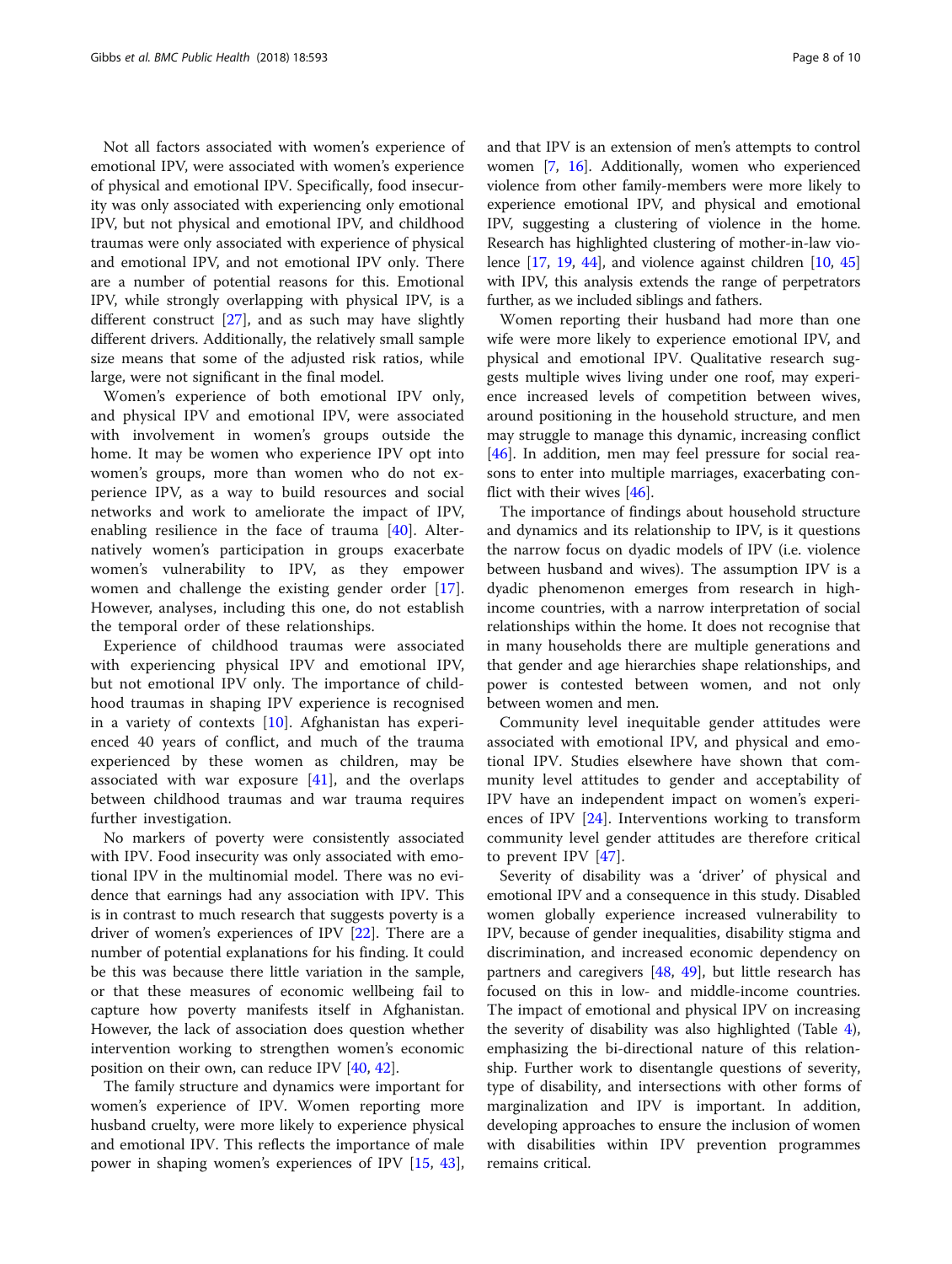Not all factors associated with women's experience of emotional IPV, were associated with women's experience of physical and emotional IPV. Specifically, food insecurity was only associated with experiencing only emotional IPV, but not physical and emotional IPV, and childhood traumas were only associated with experience of physical and emotional IPV, and not emotional IPV only. There are a number of potential reasons for this. Emotional IPV, while strongly overlapping with physical IPV, is a different construct [27], and as such may have slightly different drivers. Additionally, the relatively small sample size means that some of the adjusted risk ratios, while large, were not significant in the final model.

Women's experience of both emotional IPV only, and physical IPV and emotional IPV, were associated with involvement in women's groups outside the home. It may be women who experience IPV opt into women's groups, more than women who do not experience IPV, as a way to build resources and social networks and work to ameliorate the impact of IPV, enabling resilience in the face of trauma [40]. Alternatively women's participation in groups exacerbate women's vulnerability to IPV, as they empower women and challenge the existing gender order [17]. However, analyses, including this one, do not establish the temporal order of these relationships.

Experience of childhood traumas were associated with experiencing physical IPV and emotional IPV, but not emotional IPV only. The importance of childhood traumas in shaping IPV experience is recognised in a variety of contexts [10]. Afghanistan has experienced 40 years of conflict, and much of the trauma experienced by these women as children, may be associated with war exposure [41], and the overlaps between childhood traumas and war trauma requires further investigation.

No markers of poverty were consistently associated with IPV. Food insecurity was only associated with emotional IPV in the multinomial model. There was no evidence that earnings had any association with IPV. This is in contrast to much research that suggests poverty is a driver of women's experiences of IPV [22]. There are a number of potential explanations for his finding. It could be this was because there little variation in the sample, or that these measures of economic wellbeing fail to capture how poverty manifests itself in Afghanistan. However, the lack of association does question whether intervention working to strengthen women's economic position on their own, can reduce IPV [40, 42].

The family structure and dynamics were important for women's experience of IPV. Women reporting more husband cruelty, were more likely to experience physical and emotional IPV. This reflects the importance of male power in shaping women's experiences of IPV [15, 43], and that IPV is an extension of men's attempts to control women [7, 16]. Additionally, women who experienced violence from other family-members were more likely to experience emotional IPV, and physical and emotional IPV, suggesting a clustering of violence in the home. Research has highlighted clustering of mother-in-law violence [17, 19, 44], and violence against children [10, 45] with IPV, this analysis extends the range of perpetrators further, as we included siblings and fathers.

Women reporting their husband had more than one wife were more likely to experience emotional IPV, and physical and emotional IPV. Qualitative research suggests multiple wives living under one roof, may experience increased levels of competition between wives, around positioning in the household structure, and men may struggle to manage this dynamic, increasing conflict [46]. In addition, men may feel pressure for social reasons to enter into multiple marriages, exacerbating conflict with their wives [46].

The importance of findings about household structure and dynamics and its relationship to IPV, is it questions the narrow focus on dyadic models of IPV (i.e. violence between husband and wives). The assumption IPV is a dyadic phenomenon emerges from research in high-income countries, with a narrow interpretation of social relationships within the home. It does not recognise that in many households there are multiple generations and that gender and age hierarchies shape relationships, and power is contested between women, and not only between women and men.

Community level inequitable gender attitudes were associated with emotional IPV, and physical and emotional IPV. Studies elsewhere have shown that community level attitudes to gender and acceptability of IPV have an independent impact on women's experiences of IPV [24]. Interventions working to transform community level gender attitudes are therefore critical to prevent IPV [47].

Severity of disability was a 'driver' of physical and emotional IPV and a consequence in this study. Disabled women globally experience increased vulnerability to IPV, because of gender inequalities, disability stigma and discrimination, and increased economic dependency on partners and caregivers [48, 49], but little research has focused on this in low- and middle-income countries. The impact of emotional and physical IPV on increasing the severity of disability was also highlighted (Table 4), emphasizing the bi-directional nature of this relationship. Further work to disentangle questions of severity, type of disability, and intersections with other forms of marginalization and IPV is important. In addition, developing approaches to ensure the inclusion of women with disabilities within IPV prevention programmes remains critical.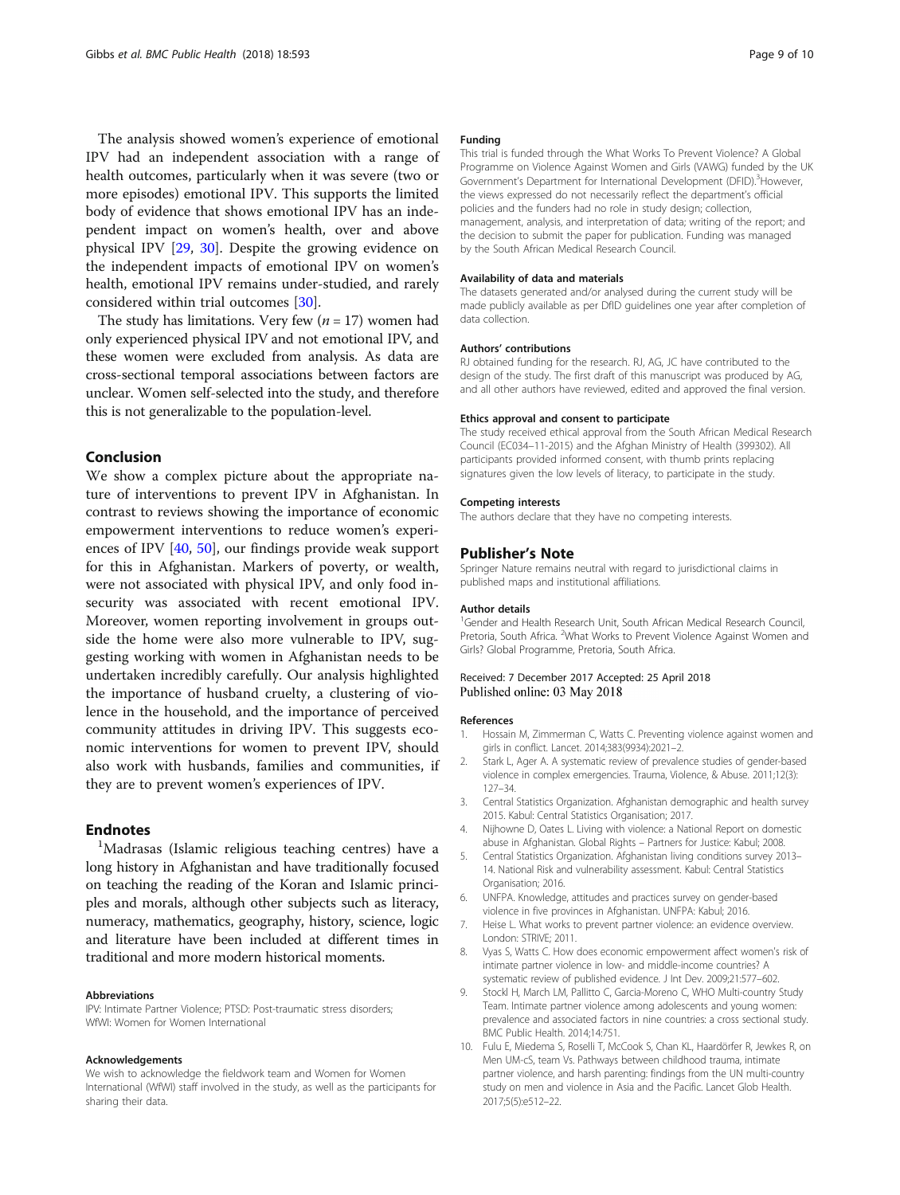The analysis showed women's experience of emotional IPV had an independent association with a range of health outcomes, particularly when it was severe (two or more episodes) emotional IPV. This supports the limited body of evidence that shows emotional IPV has an independent impact on women's health, over and above physical IPV [29, 30]. Despite the growing evidence on the independent impacts of emotional IPV on women's health, emotional IPV remains under-studied, and rarely considered within trial outcomes [30].

The study has limitations. Very few ($n = 17$) women had only experienced physical IPV and not emotional IPV, and these women were excluded from analysis. As data are cross-sectional temporal associations between factors are unclear. Women self-selected into the study, and therefore this is not generalizable to the population-level.

## Conclusion

We show a complex picture about the appropriate nature of interventions to prevent IPV in Afghanistan. In contrast to reviews showing the importance of economic empowerment interventions to reduce women's experiences of IPV [40, 50], our findings provide weak support for this in Afghanistan. Markers of poverty, or wealth, were not associated with physical IPV, and only food insecurity was associated with recent emotional IPV. Moreover, women reporting involvement in groups outside the home were also more vulnerable to IPV, suggesting working with women in Afghanistan needs to be undertaken incredibly carefully. Our analysis highlighted the importance of husband cruelty, a clustering of violence in the household, and the importance of perceived community attitudes in driving IPV. This suggests economic interventions for women to prevent IPV, should also work with husbands, families and communities, if they are to prevent women's experiences of IPV.

## Endnotes

[1]Madrasas (Islamic religious teaching centres) have a long history in Afghanistan and have traditionally focused on teaching the reading of the Koran and Islamic principles and morals, although other subjects such as literacy, numeracy, mathematics, geography, history, science, logic and literature have been included at different times in traditional and more modern historical moments.

#### Abbreviations

IPV: Intimate Partner Violence; PTSD: Post-traumatic stress disorders; WfWI: Women for Women International

#### Acknowledgements

We wish to acknowledge the fieldwork team and Women for Women International (WfWI) staff involved in the study, as well as the participants for sharing their data.

#### Funding

This trial is funded through the What Works To Prevent Violence? A Global Programme on Violence Against Women and Girls (VAWG) funded by the UK Government's Department for International Development (DFID).[3]However, the views expressed do not necessarily reflect the department's official policies and the funders had no role in study design; collection, management, analysis, and interpretation of data; writing of the report; and the decision to submit the paper for publication. Funding was managed by the South African Medical Research Council.

#### Availability of data and materials

The datasets generated and/or analysed during the current study will be made publicly available as per DfID guidelines one year after completion of data collection.

#### Authors' contributions

RJ obtained funding for the research. RJ, AG, JC have contributed to the design of the study. The first draft of this manuscript was produced by AG, and all other authors have reviewed, edited and approved the final version.

#### Ethics approval and consent to participate

The study received ethical approval from the South African Medical Research Council (EC034–11-2015) and the Afghan Ministry of Health (399302). All participants provided informed consent, with thumb prints replacing signatures given the low levels of literacy, to participate in the study.

#### Competing interests

The authors declare that they have no competing interests.

## Publisher's Note

Springer Nature remains neutral with regard to jurisdictional claims in published maps and institutional affiliations.

#### Author details

[1]Gender and Health Research Unit, South African Medical Research Council, Pretoria, South Africa. [2]What Works to Prevent Violence Against Women and Girls? Global Programme, Pretoria, South Africa.

Received: 7 December 2017 Accepted: 25 April 2018
Published online: 03 May 2018

#### References

1. Hossain M, Zimmerman C, Watts C. Preventing violence against women and girls in conflict. Lancet. 2014;383(9934):2021–2.
2. Stark L, Ager A. A systematic review of prevalence studies of gender-based violence in complex emergencies. Trauma, Violence, & Abuse. 2011;12(3): 127–34.
3. Central Statistics Organization. Afghanistan demographic and health survey 2015. Kabul: Central Statistics Organisation; 2017.
4. Nijhowne D, Oates L. Living with violence: a National Report on domestic abuse in Afghanistan. Global Rights – Partners for Justice: Kabul; 2008.
5. Central Statistics Organization. Afghanistan living conditions survey 2013–14. National Risk and vulnerability assessment. Kabul: Central Statistics Organisation; 2016.
6. UNFPA. Knowledge, attitudes and practices survey on gender-based violence in five provinces in Afghanistan. UNFPA: Kabul; 2016.
7. Heise L. What works to prevent partner violence: an evidence overview. London: STRIVE; 2011.
8. Vyas S, Watts C. How does economic empowerment affect women's risk of intimate partner violence in low- and middle-income countries? A systematic review of published evidence. J Int Dev. 2009;21:577–602.
9. Stockl H, March LM, Pallitto C, Garcia-Moreno C, WHO Multi-country Study Team. Intimate partner violence among adolescents and young women: prevalence and associated factors in nine countries: a cross sectional study. BMC Public Health. 2014;14:751.
10. Fulu E, Miedema S, Roselli T, McCook S, Chan KL, Haardörfer R, Jewkes R, on Men UM-cS, team Vs. Pathways between childhood trauma, intimate partner violence, and harsh parenting: findings from the UN multi-country study on men and violence in Asia and the Pacific. Lancet Glob Health. 2017;5(5):e512–22.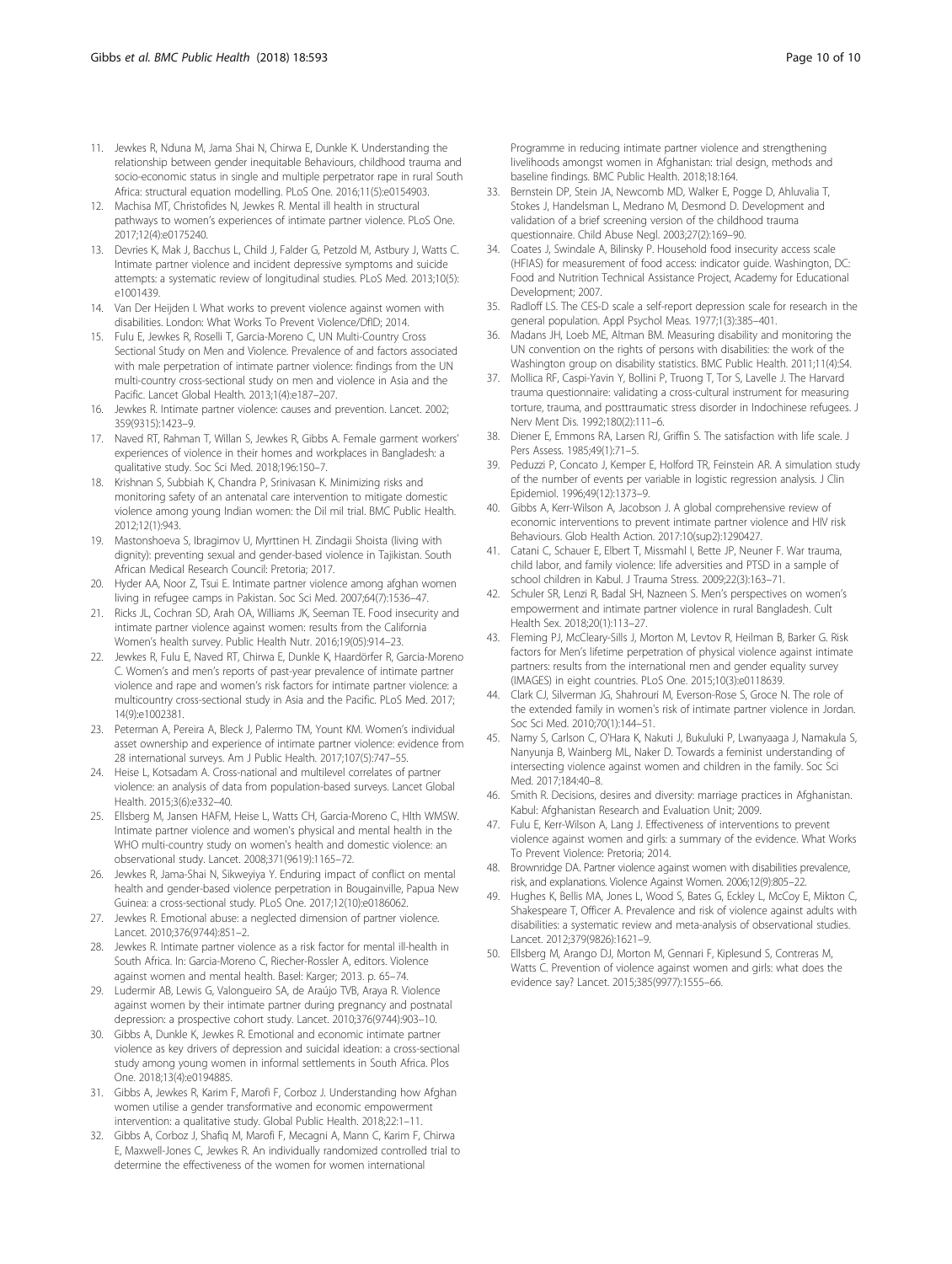11. Jewkes R, Nduna M, Jama Shai N, Chirwa E, Dunkle K. Understanding the relationship between gender inequitable Behaviours, childhood trauma and socio-economic status in single and multiple perpetrator rape in rural South Africa: structural equation modelling. PLoS One. 2016;11(5):e0154903.
12. Machisa MT, Christofides N, Jewkes R. Mental ill health in structural pathways to women's experiences of intimate partner violence. PLoS One. 2017;12(4):e0175240.
13. Devries K, Mak J, Bacchus L, Child J, Falder G, Petzold M, Astbury J, Watts C. Intimate partner violence and incident depressive symptoms and suicide attempts: a systematic review of longitudinal studies. PLoS Med. 2013;10(5): e1001439.
14. Van Der Heijden I. What works to prevent violence against women with disabilities. London: What Works To Prevent Violence/DfID; 2014.
15. Fulu E, Jewkes R, Roselli T, Garcia-Moreno C, UN Multi-Country Cross Sectional Study on Men and Violence. Prevalence of and factors associated with male perpetration of intimate partner violence: findings from the UN multi-country cross-sectional study on men and violence in Asia and the Pacific. Lancet Global Health. 2013;1(4):e187–207.
16. Jewkes R. Intimate partner violence: causes and prevention. Lancet. 2002; 359(9315):1423–9.
17. Naved RT, Rahman T, Willan S, Jewkes R, Gibbs A. Female garment workers' experiences of violence in their homes and workplaces in Bangladesh: a qualitative study. Soc Sci Med. 2018;196:150–7.
18. Krishnan S, Subbiah K, Chandra P, Srinivasan K. Minimizing risks and monitoring safety of an antenatal care intervention to mitigate domestic violence among young Indian women: the Dil mil trial. BMC Public Health. 2012;12(1):943.
19. Mastonshoeva S, Ibragimov U, Myrttinen H. Zindagii Shoista (living with dignity): preventing sexual and gender-based violence in Tajikistan. South African Medical Research Council: Pretoria; 2017.
20. Hyder AA, Noor Z, Tsui E. Intimate partner violence among afghan women living in refugee camps in Pakistan. Soc Sci Med. 2007;64(7):1536–47.
21. Ricks JL, Cochran SD, Arah OA, Williams JK, Seeman TE. Food insecurity and intimate partner violence against women: results from the California Women's health survey. Public Health Nutr. 2016;19(05):914–23.
22. Jewkes R, Fulu E, Naved RT, Chirwa E, Dunkle K, Haardörfer R, Garcia-Moreno C. Women's and men's reports of past-year prevalence of intimate partner violence and rape and women's risk factors for intimate partner violence: a multicountry cross-sectional study in Asia and the Pacific. PLoS Med. 2017; 14(9):e1002381.
23. Peterman A, Pereira A, Bleck J, Palermo TM, Yount KM. Women's individual asset ownership and experience of intimate partner violence: evidence from 28 international surveys. Am J Public Health. 2017;107(5):747–55.
24. Heise L, Kotsadam A. Cross-national and multilevel correlates of partner violence: an analysis of data from population-based surveys. Lancet Global Health. 2015;3(6):e332–40.
25. Ellsberg M, Jansen HAFM, Heise L, Watts CH, Garcia-Moreno C, Hlth WMSW. Intimate partner violence and women's physical and mental health in the WHO multi-country study on women's health and domestic violence: an observational study. Lancet. 2008;371(9619):1165–72.
26. Jewkes R, Jama-Shai N, Sikweyiya Y. Enduring impact of conflict on mental health and gender-based violence perpetration in Bougainville, Papua New Guinea: a cross-sectional study. PLoS One. 2017;12(10):e0186062.
27. Jewkes R. Emotional abuse: a neglected dimension of partner violence. Lancet. 2010;376(9744):851–2.
28. Jewkes R. Intimate partner violence as a risk factor for mental ill-health in South Africa. In: Garcia-Moreno C, Riecher-Rossler A, editors. Violence against women and mental health. Basel: Karger; 2013. p. 65–74.
29. Ludermir AB, Lewis G, Valongueiro SA, de Araújo TVB, Araya R. Violence against women by their intimate partner during pregnancy and postnatal depression: a prospective cohort study. Lancet. 2010;376(9744):903–10.
30. Gibbs A, Dunkle K, Jewkes R. Emotional and economic intimate partner violence as key drivers of depression and suicidal ideation: a cross-sectional study among young women in informal settlements in South Africa. Plos One. 2018;13(4):e0194885.
31. Gibbs A, Jewkes R, Karim F, Marofi F, Corboz J. Understanding how Afghan women utilise a gender transformative and economic empowerment intervention: a qualitative study. Global Public Health. 2018;22:1–11.
32. Gibbs A, Corboz J, Shafiq M, Marofi F, Mecagni A, Mann C, Karim F, Chirwa E, Maxwell-Jones C, Jewkes R. An individually randomized controlled trial to determine the effectiveness of the women for women international Programme in reducing intimate partner violence and strengthening livelihoods amongst women in Afghanistan: trial design, methods and baseline findings. BMC Public Health. 2018;18:164.
33. Bernstein DP, Stein JA, Newcomb MD, Walker E, Pogge D, Ahluvalia T, Stokes J, Handelsman L, Medrano M, Desmond D. Development and validation of a brief screening version of the childhood trauma questionnaire. Child Abuse Negl. 2003;27(2):169–90.
34. Coates J, Swindale A, Bilinsky P. Household food insecurity access scale (HFIAS) for measurement of food access: indicator guide. Washington, DC: Food and Nutrition Technical Assistance Project, Academy for Educational Development; 2007.
35. Radloff LS. The CES-D scale a self-report depression scale for research in the general population. Appl Psychol Meas. 1977;1(3):385–401.
36. Madans JH, Loeb ME, Altman BM. Measuring disability and monitoring the UN convention on the rights of persons with disabilities: the work of the Washington group on disability statistics. BMC Public Health. 2011;11(4):S4.
37. Mollica RF, Caspi-Yavin Y, Bollini P, Truong T, Tor S, Lavelle J. The Harvard trauma questionnaire: validating a cross-cultural instrument for measuring torture, trauma, and posttraumatic stress disorder in Indochinese refugees. J Nerv Ment Dis. 1992;180(2):111–6.
38. Diener E, Emmons RA, Larsen RJ, Griffin S. The satisfaction with life scale. J Pers Assess. 1985;49(1):71–5.
39. Peduzzi P, Concato J, Kemper E, Holford TR, Feinstein AR. A simulation study of the number of events per variable in logistic regression analysis. J Clin Epidemiol. 1996;49(12):1373–9.
40. Gibbs A, Kerr-Wilson A, Jacobson J. A global comprehensive review of economic interventions to prevent intimate partner violence and HIV risk Behaviours. Glob Health Action. 2017:10(sup2):1290427.
41. Catani C, Schauer E, Elbert T, Missmahl I, Bette JP, Neuner F. War trauma, child labor, and family violence: life adversities and PTSD in a sample of school children in Kabul. J Trauma Stress. 2009;22(3):163–71.
42. Schuler SR, Lenzi R, Badal SH, Nazneen S. Men's perspectives on women's empowerment and intimate partner violence in rural Bangladesh. Cult Health Sex. 2018;20(1):113–27.
43. Fleming PJ, McCleary-Sills J, Morton M, Levtov R, Heilman B, Barker G. Risk factors for Men's lifetime perpetration of physical violence against intimate partners: results from the international men and gender equality survey (IMAGES) in eight countries. PLoS One. 2015;10(3):e0118639.
44. Clark CJ, Silverman JG, Shahrouri M, Everson-Rose S, Groce N. The role of the extended family in women's risk of intimate partner violence in Jordan. Soc Sci Med. 2010;70(1):144–51.
45. Namy S, Carlson C, O'Hara K, Nakuti J, Bukuluki P, Lwanyaaga J, Namakula S, Nanyunja B, Wainberg ML, Naker D. Towards a feminist understanding of intersecting violence against women and children in the family. Soc Sci Med. 2017;184:40–8.
46. Smith R. Decisions, desires and diversity: marriage practices in Afghanistan. Kabul: Afghanistan Research and Evaluation Unit; 2009.
47. Fulu E, Kerr-Wilson A, Lang J. Effectiveness of interventions to prevent violence against women and girls: a summary of the evidence. What Works To Prevent Violence: Pretoria; 2014.
48. Brownridge DA. Partner violence against women with disabilities prevalence, risk, and explanations. Violence Against Women. 2006;12(9):805–22.
49. Hughes K, Bellis MA, Jones L, Wood S, Bates G, Eckley L, McCoy E, Mikton C, Shakespeare T, Officer A. Prevalence and risk of violence against adults with disabilities: a systematic review and meta-analysis of observational studies. Lancet. 2012;379(9826):1621–9.
50. Ellsberg M, Arango DJ, Morton M, Gennari F, Kiplesund S, Contreras M, Watts C. Prevention of violence against women and girls: what does the evidence say? Lancet. 2015;385(9977):1555–66.